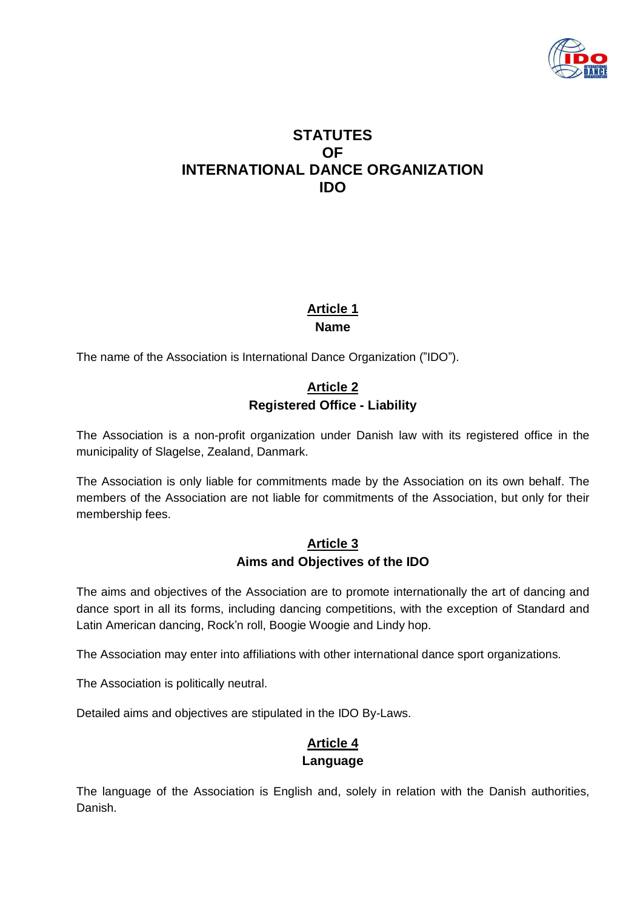# STATUTES OF INTERNATIONAL DANCE ORGANIZATION IDO

## Article 1
### Name

The name of the Association is International Dance Organization (”IDO”).

## Article 2
### Registered Office - Liability

The Association is a non-profit organization under Danish law with its registered office in the municipality of Slagelse, Zealand, Danmark.

The Association is only liable for commitments made by the Association on its own behalf. The members of the Association are not liable for commitments of the Association, but only for their membership fees.

## Article 3
### Aims and Objectives of the IDO

The aims and objectives of the Association are to promote internationally the art of dancing and dance sport in all its forms, including dancing competitions, with the exception of Standard and Latin American dancing, Rock’n roll, Boogie Woogie and Lindy hop.

The Association may enter into affiliations with other international dance sport organizations.

The Association is politically neutral.

Detailed aims and objectives are stipulated in the IDO By-Laws.

## Article 4
### Language

The language of the Association is English and, solely in relation with the Danish authorities, Danish.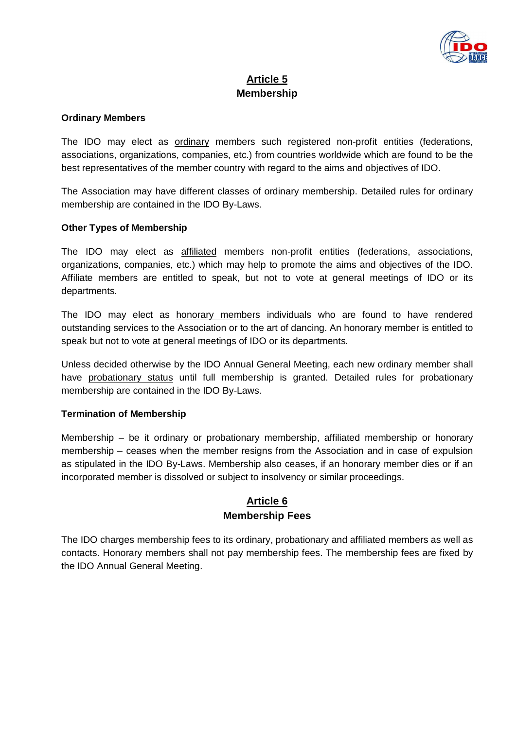## Article 5
## Membership

**Ordinary Members**

The IDO may elect as ordinary members such registered non-profit entities (federations, associations, organizations, companies, etc.) from countries worldwide which are found to be the best representatives of the member country with regard to the aims and objectives of IDO.

The Association may have different classes of ordinary membership. Detailed rules for ordinary membership are contained in the IDO By-Laws.

**Other Types of Membership**

The IDO may elect as affiliated members non-profit entities (federations, associations, organizations, companies, etc.) which may help to promote the aims and objectives of the IDO. Affiliate members are entitled to speak, but not to vote at general meetings of IDO or its departments.

The IDO may elect as honorary members individuals who are found to have rendered outstanding services to the Association or to the art of dancing. An honorary member is entitled to speak but not to vote at general meetings of IDO or its departments.

Unless decided otherwise by the IDO Annual General Meeting, each new ordinary member shall have probationary status until full membership is granted. Detailed rules for probationary membership are contained in the IDO By-Laws.

**Termination of Membership**

Membership – be it ordinary or probationary membership, affiliated membership or honorary membership – ceases when the member resigns from the Association and in case of expulsion as stipulated in the IDO By-Laws. Membership also ceases, if an honorary member dies or if an incorporated member is dissolved or subject to insolvency or similar proceedings.

## Article 6
## Membership Fees

The IDO charges membership fees to its ordinary, probationary and affiliated members as well as contacts. Honorary members shall not pay membership fees. The membership fees are fixed by the IDO Annual General Meeting.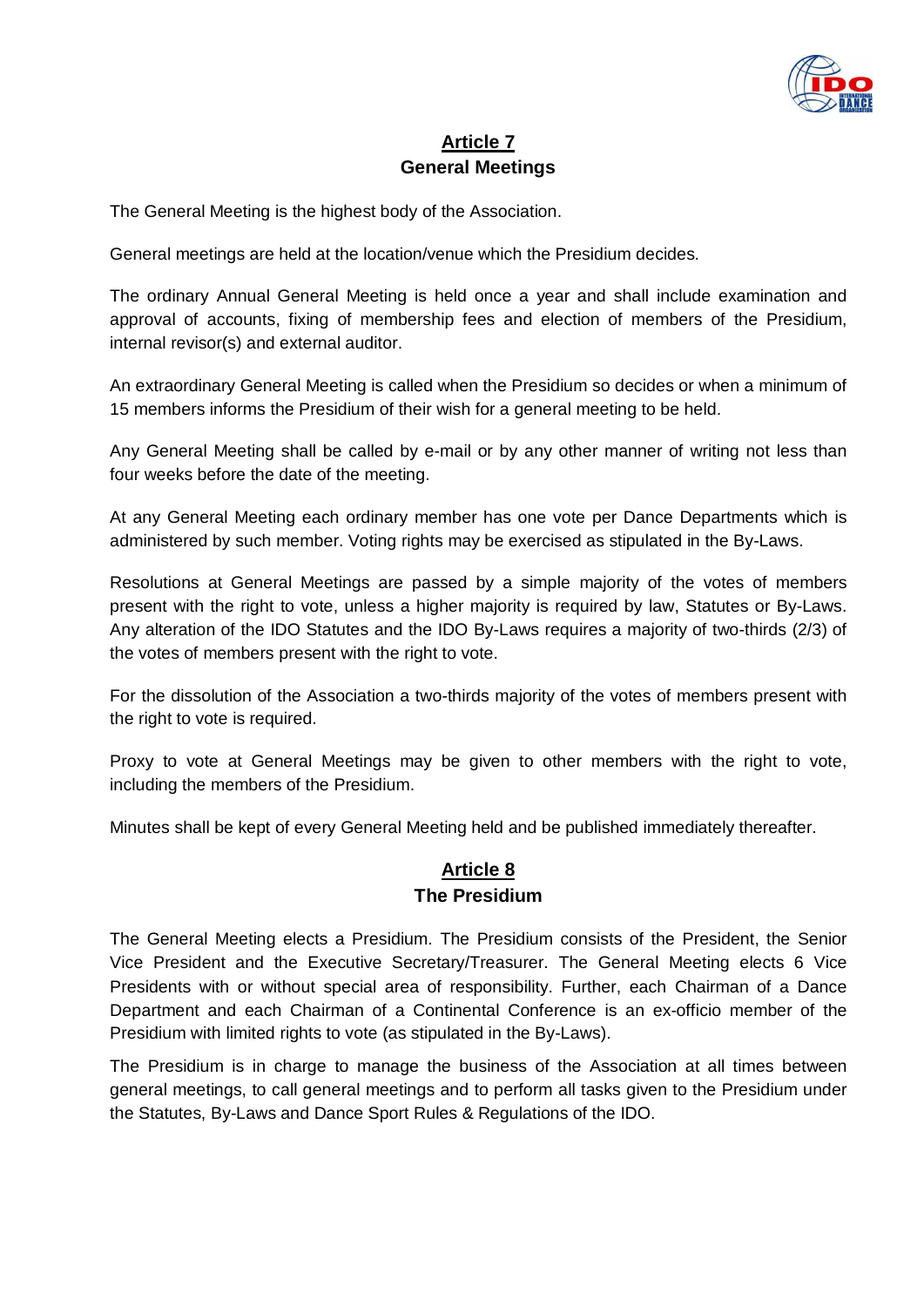## Article 7
### General Meetings

The General Meeting is the highest body of the Association.

General meetings are held at the location/venue which the Presidium decides.

The ordinary Annual General Meeting is held once a year and shall include examination and approval of accounts, fixing of membership fees and election of members of the Presidium, internal revisor(s) and external auditor.

An extraordinary General Meeting is called when the Presidium so decides or when a minimum of 15 members informs the Presidium of their wish for a general meeting to be held.

Any General Meeting shall be called by e-mail or by any other manner of writing not less than four weeks before the date of the meeting.

At any General Meeting each ordinary member has one vote per Dance Departments which is administered by such member. Voting rights may be exercised as stipulated in the By-Laws.

Resolutions at General Meetings are passed by a simple majority of the votes of members present with the right to vote, unless a higher majority is required by law, Statutes or By-Laws. Any alteration of the IDO Statutes and the IDO By-Laws requires a majority of two-thirds (2/3) of the votes of members present with the right to vote.

For the dissolution of the Association a two-thirds majority of the votes of members present with the right to vote is required.

Proxy to vote at General Meetings may be given to other members with the right to vote, including the members of the Presidium.

Minutes shall be kept of every General Meeting held and be published immediately thereafter.

## Article 8
### The Presidium

The General Meeting elects a Presidium. The Presidium consists of the President, the Senior Vice President and the Executive Secretary/Treasurer. The General Meeting elects 6 Vice Presidents with or without special area of responsibility. Further, each Chairman of a Dance Department and each Chairman of a Continental Conference is an ex-officio member of the Presidium with limited rights to vote (as stipulated in the By-Laws).

The Presidium is in charge to manage the business of the Association at all times between general meetings, to call general meetings and to perform all tasks given to the Presidium under the Statutes, By-Laws and Dance Sport Rules & Regulations of the IDO.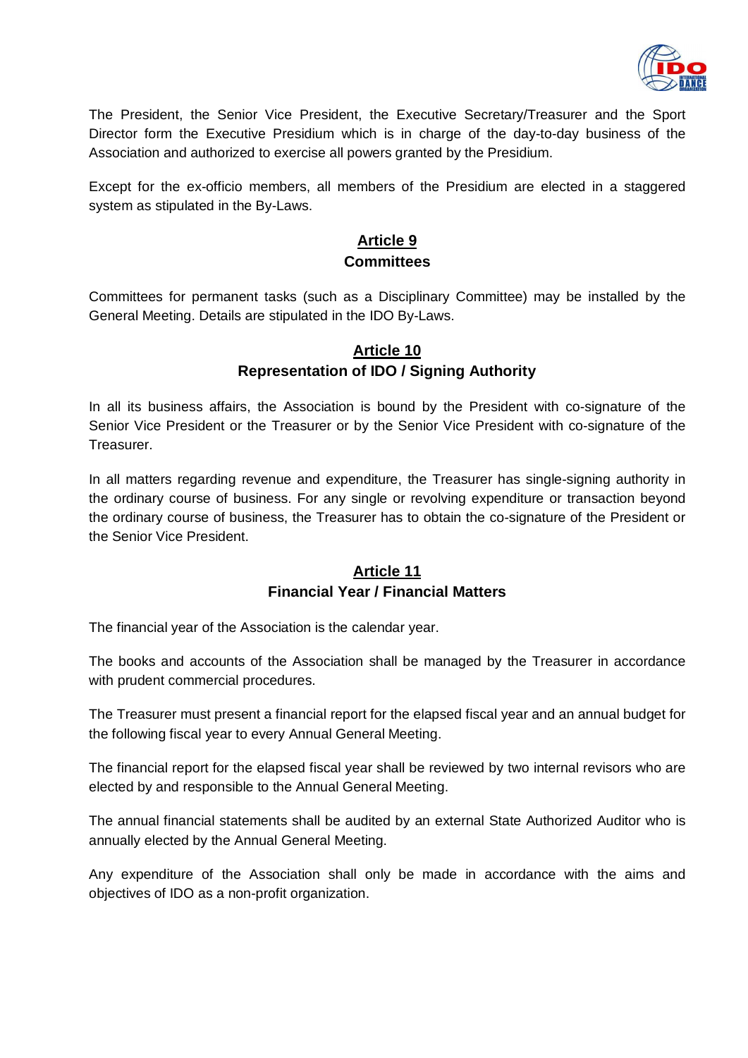The President, the Senior Vice President, the Executive Secretary/Treasurer and the Sport Director form the Executive Presidium which is in charge of the day-to-day business of the Association and authorized to exercise all powers granted by the Presidium.

Except for the ex-officio members, all members of the Presidium are elected in a staggered system as stipulated in the By-Laws.

## Article 9
## Committees

Committees for permanent tasks (such as a Disciplinary Committee) may be installed by the General Meeting. Details are stipulated in the IDO By-Laws.

## Article 10
## Representation of IDO / Signing Authority

In all its business affairs, the Association is bound by the President with co-signature of the Senior Vice President or the Treasurer or by the Senior Vice President with co-signature of the Treasurer.

In all matters regarding revenue and expenditure, the Treasurer has single-signing authority in the ordinary course of business. For any single or revolving expenditure or transaction beyond the ordinary course of business, the Treasurer has to obtain the co-signature of the President or the Senior Vice President.

## Article 11
## Financial Year / Financial Matters

The financial year of the Association is the calendar year.

The books and accounts of the Association shall be managed by the Treasurer in accordance with prudent commercial procedures.

The Treasurer must present a financial report for the elapsed fiscal year and an annual budget for the following fiscal year to every Annual General Meeting.

The financial report for the elapsed fiscal year shall be reviewed by two internal revisors who are elected by and responsible to the Annual General Meeting.

The annual financial statements shall be audited by an external State Authorized Auditor who is annually elected by the Annual General Meeting.

Any expenditure of the Association shall only be made in accordance with the aims and objectives of IDO as a non-profit organization.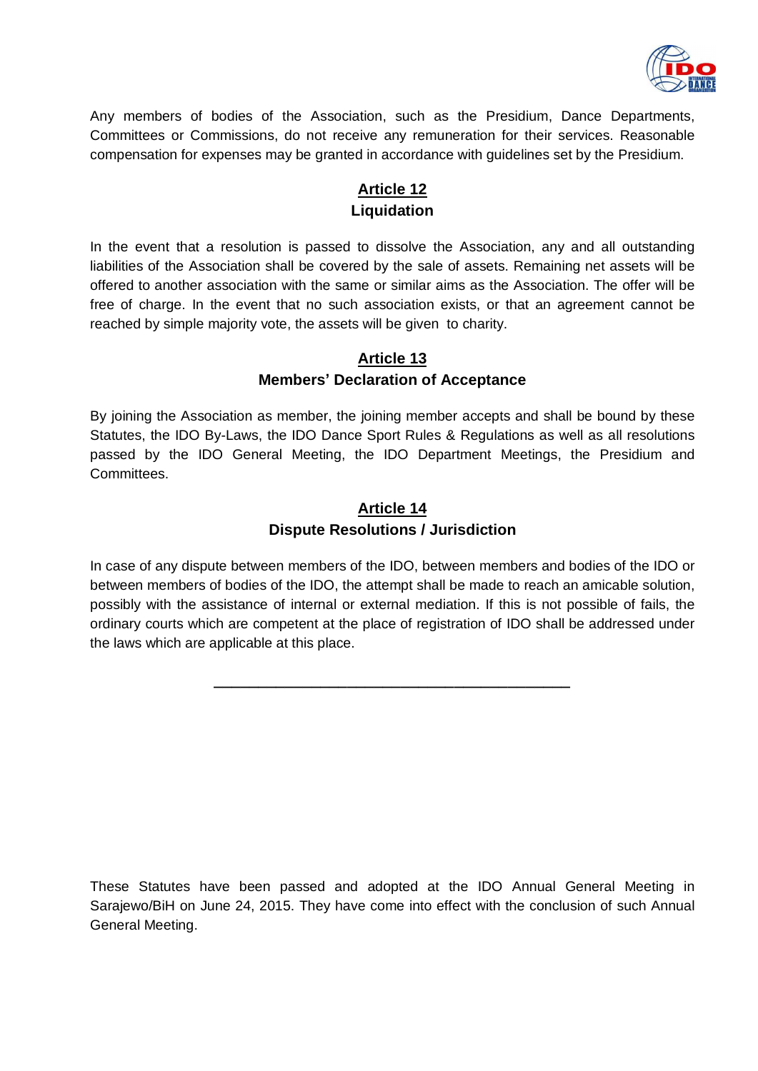Any members of bodies of the Association, such as the Presidium, Dance Departments, Committees or Commissions, do not receive any remuneration for their services. Reasonable compensation for expenses may be granted in accordance with guidelines set by the Presidium.

## Article 12
### Liquidation

In the event that a resolution is passed to dissolve the Association, any and all outstanding liabilities of the Association shall be covered by the sale of assets. Remaining net assets will be offered to another association with the same or similar aims as the Association. The offer will be free of charge. In the event that no such association exists, or that an agreement cannot be reached by simple majority vote, the assets will be given to charity.

## Article 13
### Members' Declaration of Acceptance

By joining the Association as member, the joining member accepts and shall be bound by these Statutes, the IDO By-Laws, the IDO Dance Sport Rules & Regulations as well as all resolutions passed by the IDO General Meeting, the IDO Department Meetings, the Presidium and Committees.

## Article 14
### Dispute Resolutions / Jurisdiction

In case of any dispute between members of the IDO, between members and bodies of the IDO or between members of bodies of the IDO, the attempt shall be made to reach an amicable solution, possibly with the assistance of internal or external mediation. If this is not possible of fails, the ordinary courts which are competent at the place of registration of IDO shall be addressed under the laws which are applicable at this place.

---

These Statutes have been passed and adopted at the IDO Annual General Meeting in Sarajewo/BiH on June 24, 2015. They have come into effect with the conclusion of such Annual General Meeting.